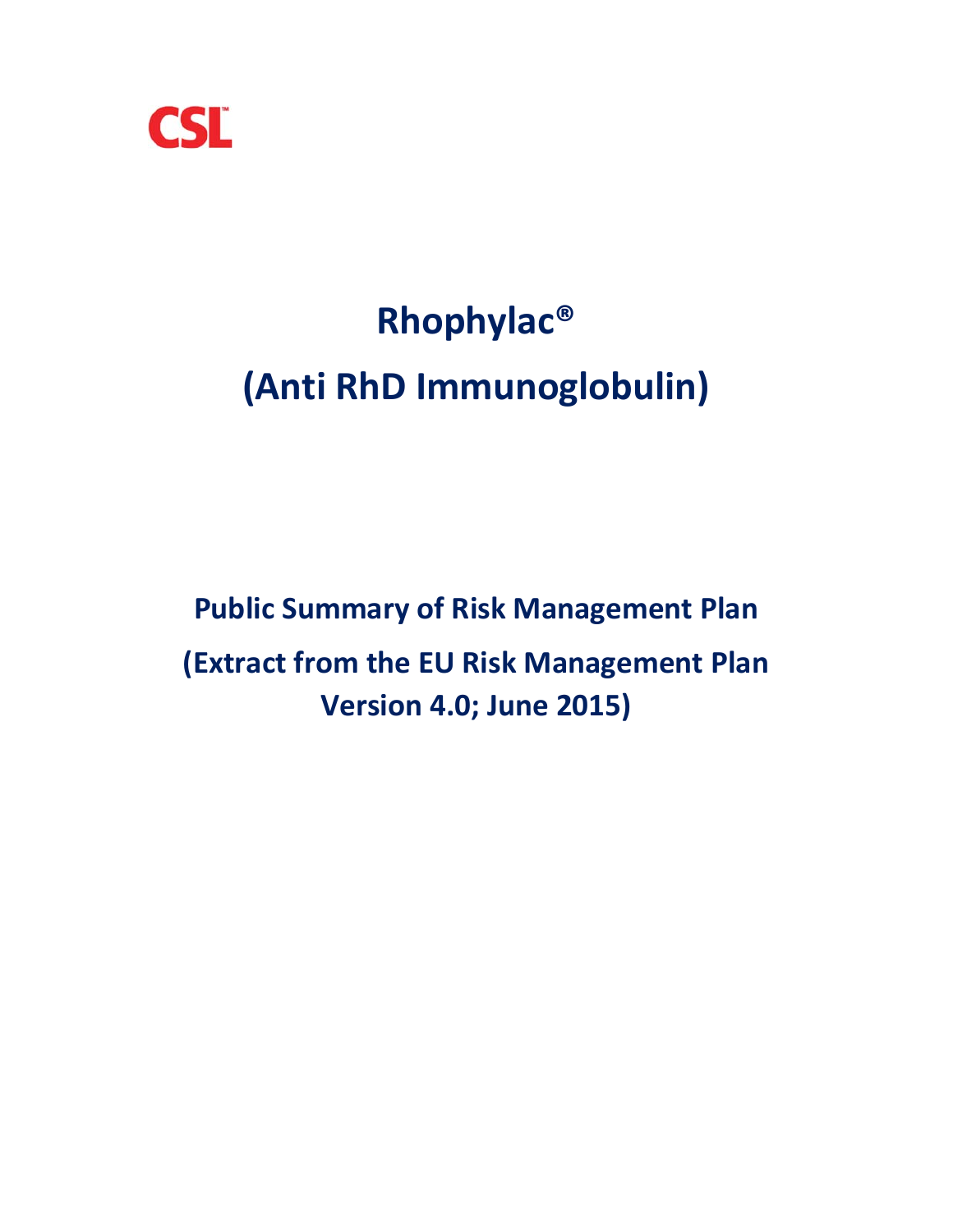CSL™

# Rhophylac®

# (Anti RhD Immunoglobulin)

## Public Summary of Risk Management Plan

## (Extract from the EU Risk Management Plan Version 4.0; June 2015)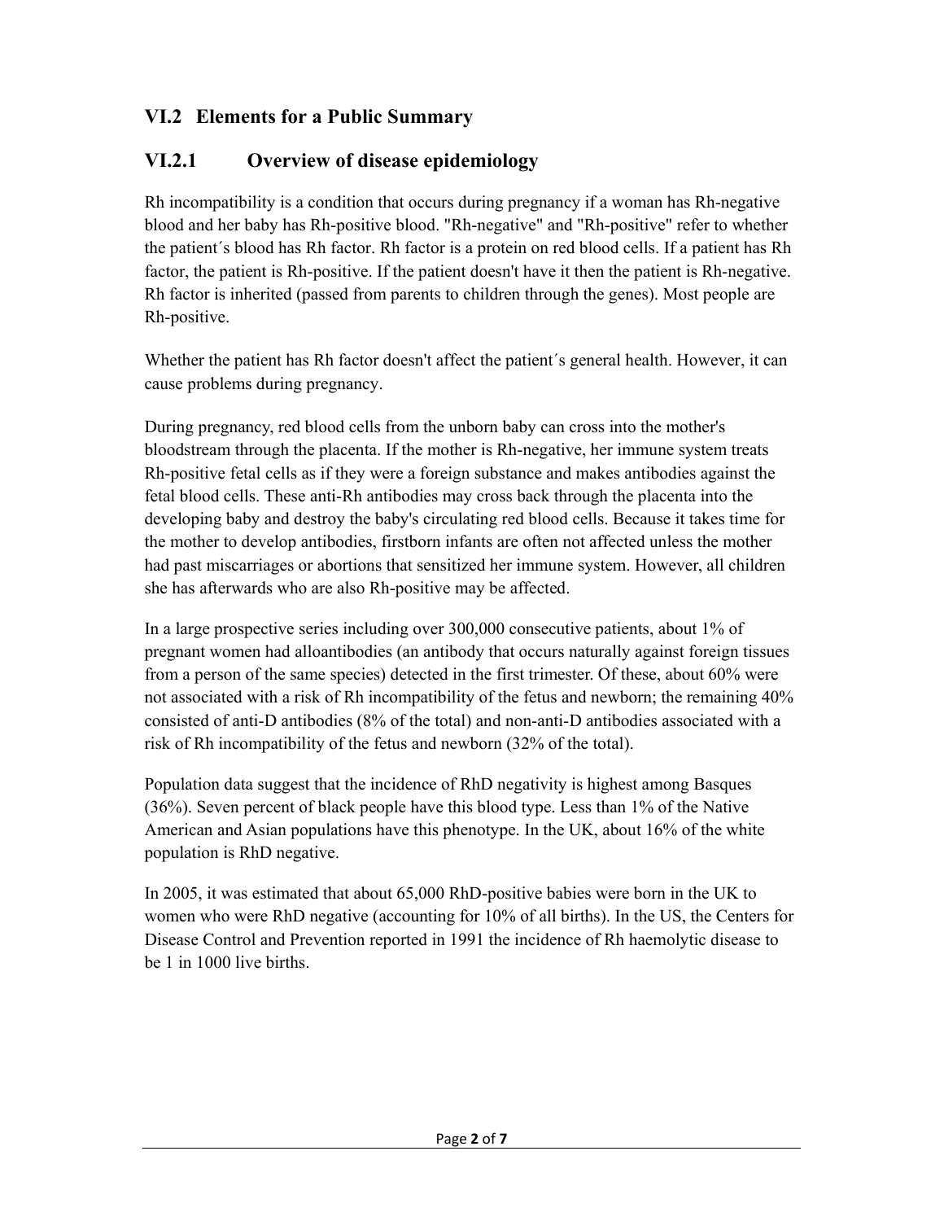## VI.2 Elements for a Public Summary

### VI.2.1 Overview of disease epidemiology

Rh incompatibility is a condition that occurs during pregnancy if a woman has Rh-negative blood and her baby has Rh-positive blood. "Rh-negative" and "Rh-positive" refer to whether the patient´s blood has Rh factor. Rh factor is a protein on red blood cells. If a patient has Rh factor, the patient is Rh-positive. If the patient doesn't have it then the patient is Rh-negative. Rh factor is inherited (passed from parents to children through the genes). Most people are Rh-positive.

Whether the patient has Rh factor doesn't affect the patient´s general health. However, it can cause problems during pregnancy.

During pregnancy, red blood cells from the unborn baby can cross into the mother's bloodstream through the placenta. If the mother is Rh-negative, her immune system treats Rh-positive fetal cells as if they were a foreign substance and makes antibodies against the fetal blood cells. These anti-Rh antibodies may cross back through the placenta into the developing baby and destroy the baby's circulating red blood cells. Because it takes time for the mother to develop antibodies, firstborn infants are often not affected unless the mother had past miscarriages or abortions that sensitized her immune system. However, all children she has afterwards who are also Rh-positive may be affected.

In a large prospective series including over 300,000 consecutive patients, about 1% of pregnant women had alloantibodies (an antibody that occurs naturally against foreign tissues from a person of the same species) detected in the first trimester. Of these, about 60% were not associated with a risk of Rh incompatibility of the fetus and newborn; the remaining 40% consisted of anti-D antibodies (8% of the total) and non-anti-D antibodies associated with a risk of Rh incompatibility of the fetus and newborn (32% of the total).

Population data suggest that the incidence of RhD negativity is highest among Basques (36%). Seven percent of black people have this blood type. Less than 1% of the Native American and Asian populations have this phenotype. In the UK, about 16% of the white population is RhD negative.

In 2005, it was estimated that about 65,000 RhD-positive babies were born in the UK to women who were RhD negative (accounting for 10% of all births). In the US, the Centers for Disease Control and Prevention reported in 1991 the incidence of Rh haemolytic disease to be 1 in 1000 live births.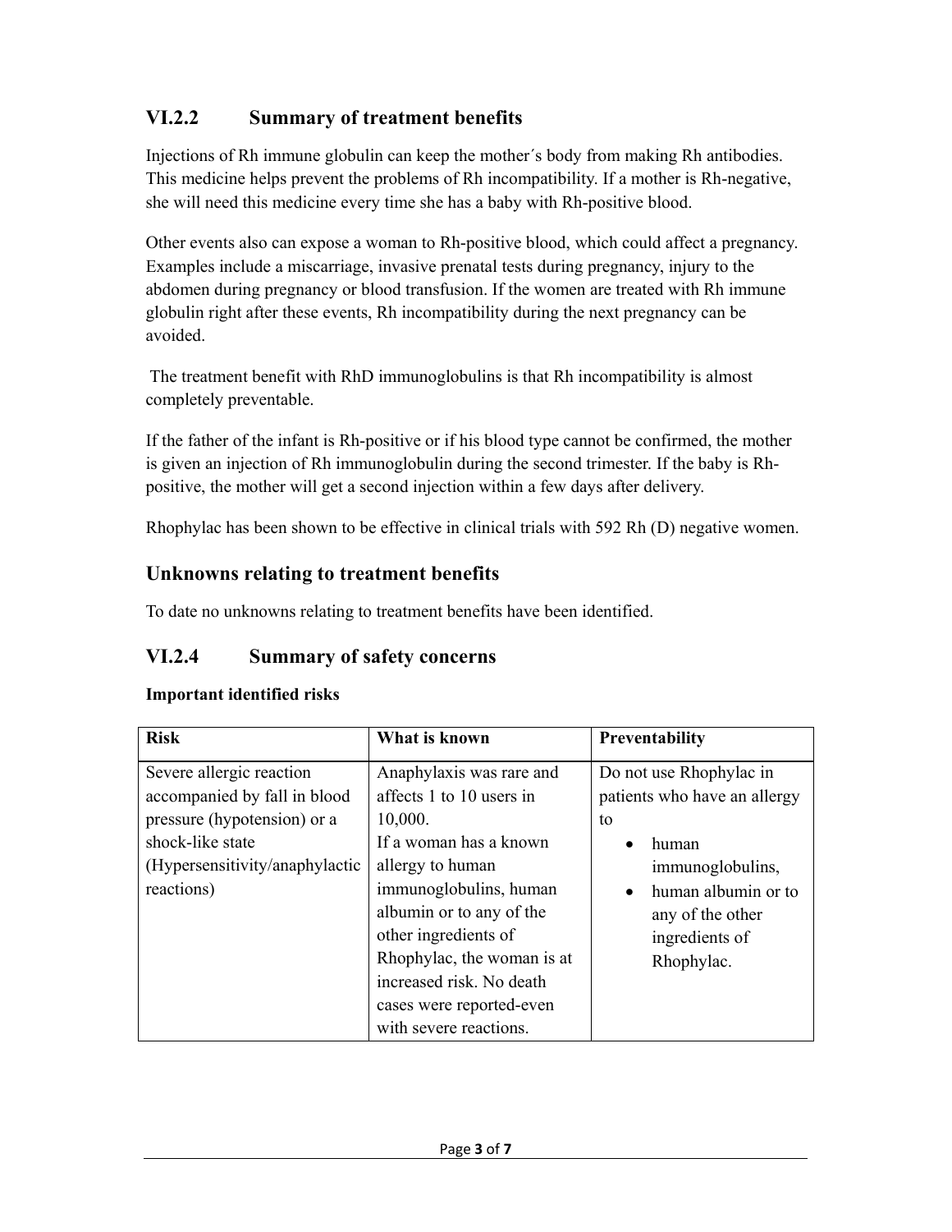## VI.2.2 Summary of treatment benefits

Injections of Rh immune globulin can keep the mother´s body from making Rh antibodies. This medicine helps prevent the problems of Rh incompatibility. If a mother is Rh-negative, she will need this medicine every time she has a baby with Rh-positive blood.

Other events also can expose a woman to Rh-positive blood, which could affect a pregnancy. Examples include a miscarriage, invasive prenatal tests during pregnancy, injury to the abdomen during pregnancy or blood transfusion. If the women are treated with Rh immune globulin right after these events, Rh incompatibility during the next pregnancy can be avoided.

The treatment benefit with RhD immunoglobulins is that Rh incompatibility is almost completely preventable.

If the father of the infant is Rh-positive or if his blood type cannot be confirmed, the mother is given an injection of Rh immunoglobulin during the second trimester. If the baby is Rh-positive, the mother will get a second injection within a few days after delivery.

Rhophylac has been shown to be effective in clinical trials with 592 Rh (D) negative women.

## Unknowns relating to treatment benefits

To date no unknowns relating to treatment benefits have been identified.

## VI.2.4 Summary of safety concerns

**Important identified risks**

| Risk | What is known | Preventability |
|---|---|---|
| Severe allergic reaction accompanied by fall in blood pressure (hypotension) or a shock-like state (Hypersensitivity/anaphylactic reactions) | Anaphylaxis was rare and affects 1 to 10 users in 10,000.<br>If a woman has a known allergy to human immunoglobulins, human albumin or to any of the other ingredients of Rhophylac, the woman is at increased risk. No death cases were reported-even with severe reactions. | Do not use Rhophylac in patients who have an allergy to<br>• human immunoglobulins,<br>• human albumin or to any of the other ingredients of Rhophylac. |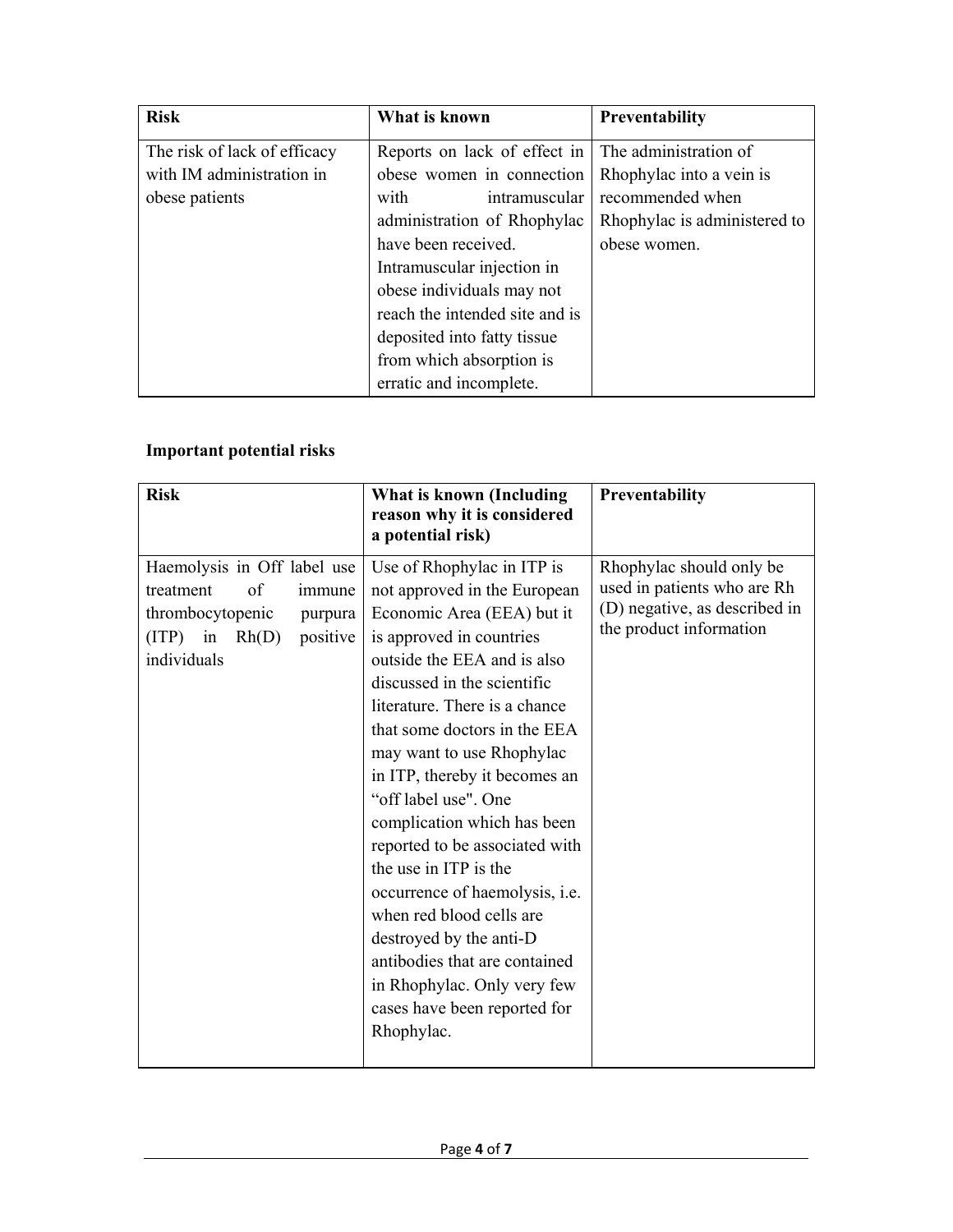| Risk | What is known | Preventability |
| --- | --- | --- |
| The risk of lack of efficacy with IM administration in obese patients | Reports on lack of effect in obese women in connection with intramuscular administration of Rhophylac have been received. Intramuscular injection in obese individuals may not reach the intended site and is deposited into fatty tissue from which absorption is erratic and incomplete. | The administration of Rhophylac into a vein is recommended when Rhophylac is administered to obese women. |

**Important potential risks**

| Risk | What is known (Including reason why it is considered a potential risk) | Preventability |
| --- | --- | --- |
| Haemolysis in Off label use treatment of immune thrombocytopenic purpura (ITP) in Rh(D) positive individuals | Use of Rhophylac in ITP is not approved in the European Economic Area (EEA) but it is approved in countries outside the EEA and is also discussed in the scientific literature. There is a chance that some doctors in the EEA may want to use Rhophylac in ITP, thereby it becomes an "off label use". One complication which has been reported to be associated with the use in ITP is the occurrence of haemolysis, i.e. when red blood cells are destroyed by the anti-D antibodies that are contained in Rhophylac. Only very few cases have been reported for Rhophylac. | Rhophylac should only be used in patients who are Rh (D) negative, as described in the product information |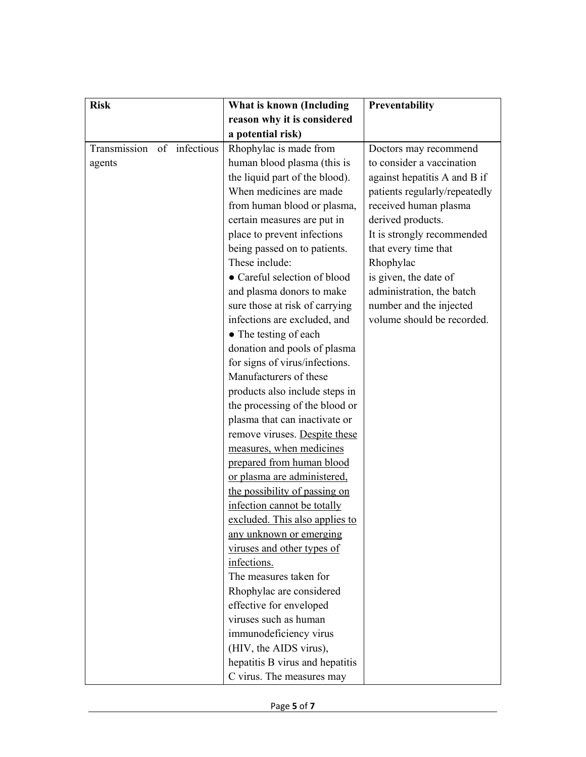| Risk | What is known (Including reason why it is considered a potential risk) | Preventability |
|---|---|---|
| Transmission of infectious agents | Rhophylac is made from human blood plasma (this is the liquid part of the blood). When medicines are made from human blood or plasma, certain measures are put in place to prevent infections being passed on to patients. These include:<br>● Careful selection of blood and plasma donors to make sure those at risk of carrying infections are excluded, and<br>● The testing of each donation and pools of plasma for signs of virus/infections.<br>Manufacturers of these products also include steps in the processing of the blood or plasma that can inactivate or remove viruses. <u>Despite these measures, when medicines prepared from human blood or plasma are administered, the possibility of passing on infection cannot be totally excluded. This also applies to any unknown or emerging viruses and other types of infections.</u><br>The measures taken for Rhophylac are considered effective for enveloped viruses such as human immunodeficiency virus (HIV, the AIDS virus), hepatitis B virus and hepatitis C virus. The measures may | Doctors may recommend to consider a vaccination against hepatitis A and B if patients regularly/repeatedly received human plasma derived products.<br>It is strongly recommended that every time that Rhophylac is given, the date of administration, the batch number and the injected volume should be recorded. |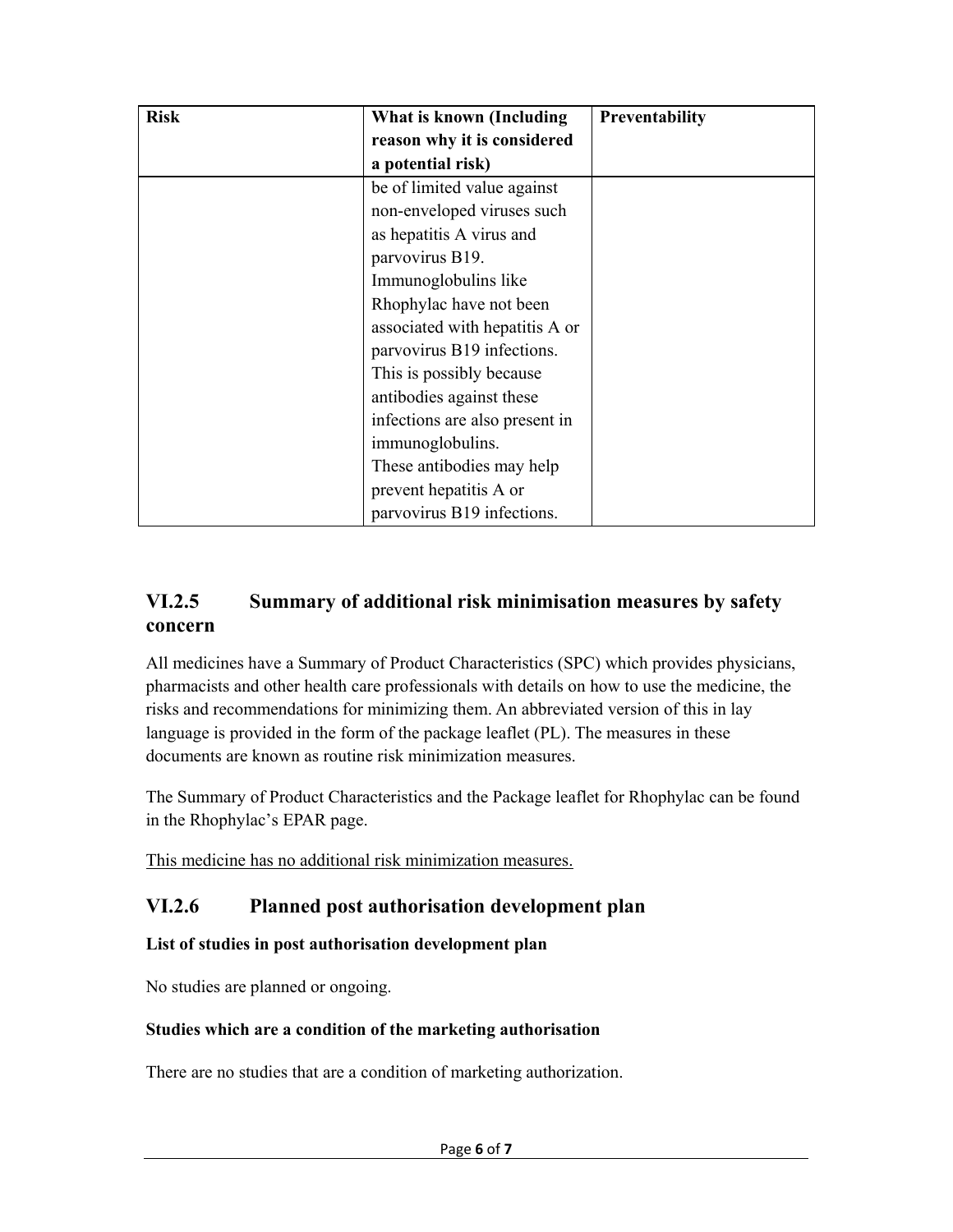| Risk | What is known (Including reason why it is considered a potential risk) | Preventability |
|---|---|---|
| | be of limited value against non-enveloped viruses such as hepatitis A virus and parvovirus B19. Immunoglobulins like Rhophylac have not been associated with hepatitis A or parvovirus B19 infections. This is possibly because antibodies against these infections are also present in immunoglobulins. These antibodies may help prevent hepatitis A or parvovirus B19 infections. | |

## VI.2.5 Summary of additional risk minimisation measures by safety concern

All medicines have a Summary of Product Characteristics (SPC) which provides physicians, pharmacists and other health care professionals with details on how to use the medicine, the risks and recommendations for minimizing them. An abbreviated version of this in lay language is provided in the form of the package leaflet (PL). The measures in these documents are known as routine risk minimization measures.

The Summary of Product Characteristics and the Package leaflet for Rhophylac can be found in the Rhophylac's EPAR page.

This medicine has no additional risk minimization measures.

## VI.2.6 Planned post authorisation development plan

**List of studies in post authorisation development plan**

No studies are planned or ongoing.

**Studies which are a condition of the marketing authorisation**

There are no studies that are a condition of marketing authorization.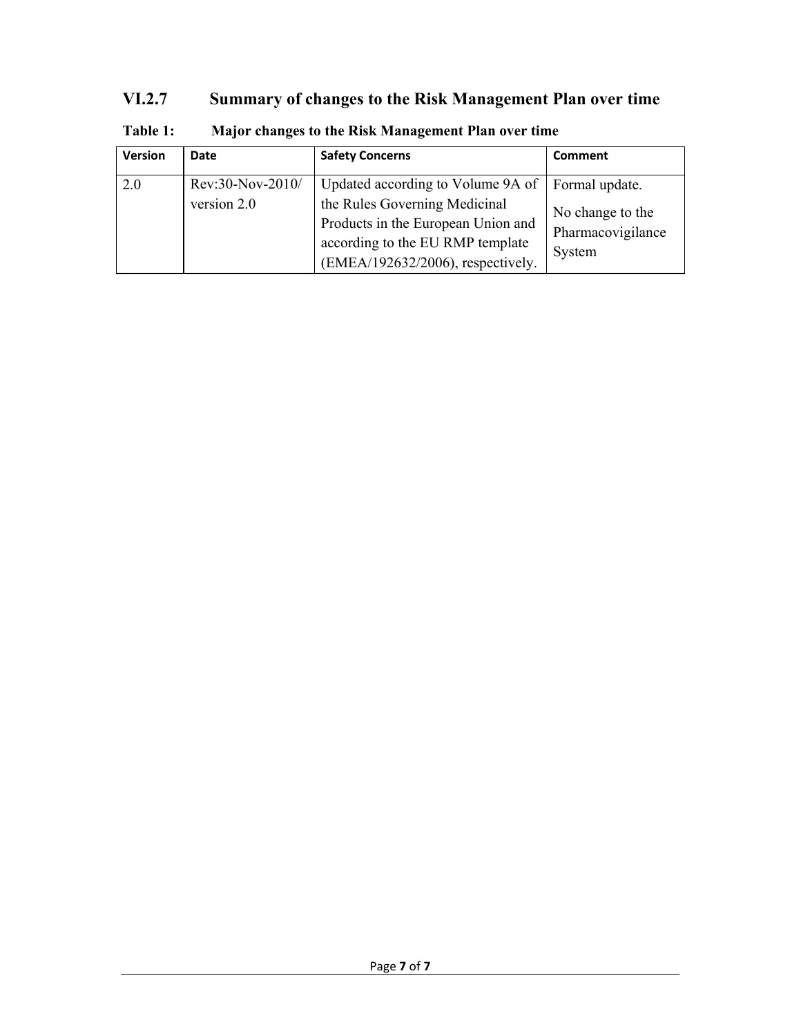## VI.2.7 Summary of changes to the Risk Management Plan over time

**Table 1: Major changes to the Risk Management Plan over time**

| Version | Date | Safety Concerns | Comment |
|---|---|---|---|
| 2.0 | Rev:30-Nov-2010/ version 2.0 | Updated according to Volume 9A of the Rules Governing Medicinal Products in the European Union and according to the EU RMP template (EMEA/192632/2006), respectively. | Formal update. No change to the Pharmacovigilance System |